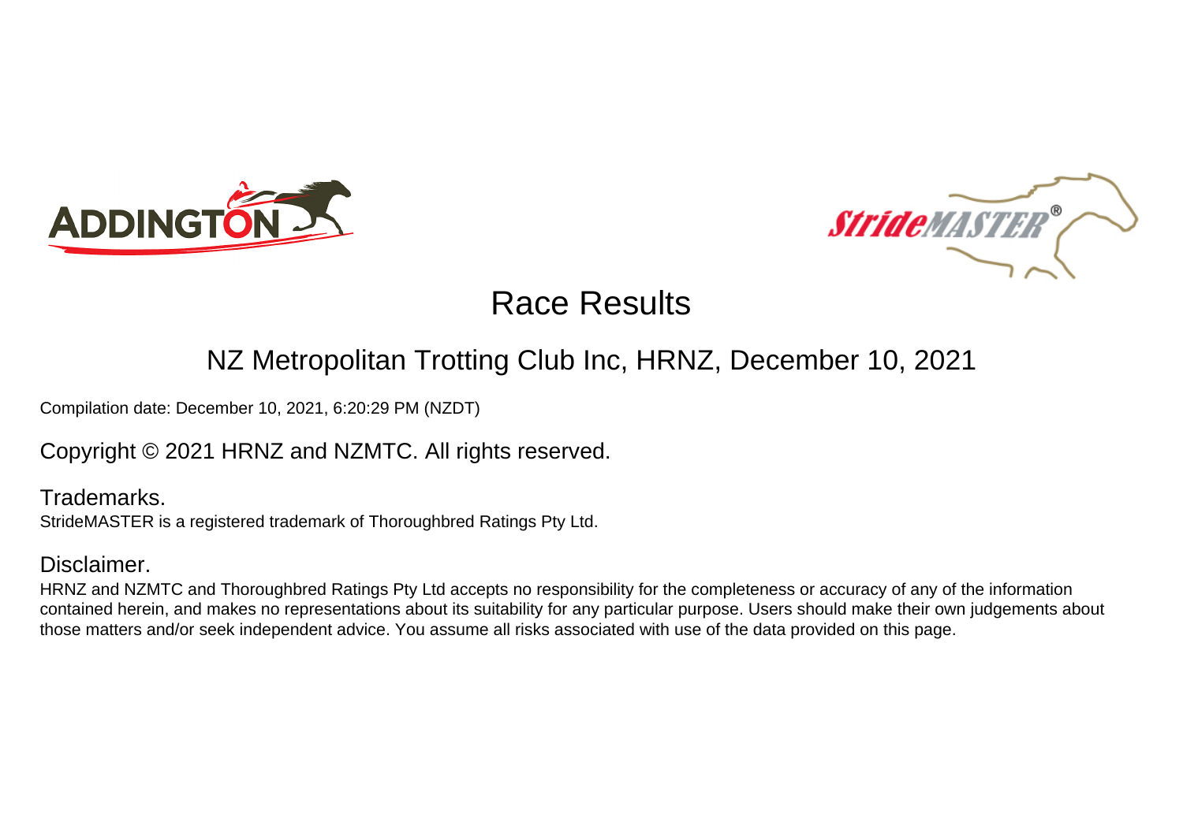# Race Results

## NZ Metropolitan Trotting Club Inc, HRNZ, December 10, 2021

Compilation date: December 10, 2021, 6:20:29 PM (NZDT)

Copyright © 2021 HRNZ and NZMTC. All rights reserved.

### Trademarks.

StrideMASTER is a registered trademark of Thoroughbred Ratings Pty Ltd.

### Disclaimer.

HRNZ and NZMTC and Thoroughbred Ratings Pty Ltd accepts no responsibility for the completeness or accuracy of any of the information contained herein, and makes no representations about its suitability for any particular purpose. Users should make their own judgements about those matters and/or seek independent advice. You assume all risks associated with use of the data provided on this page.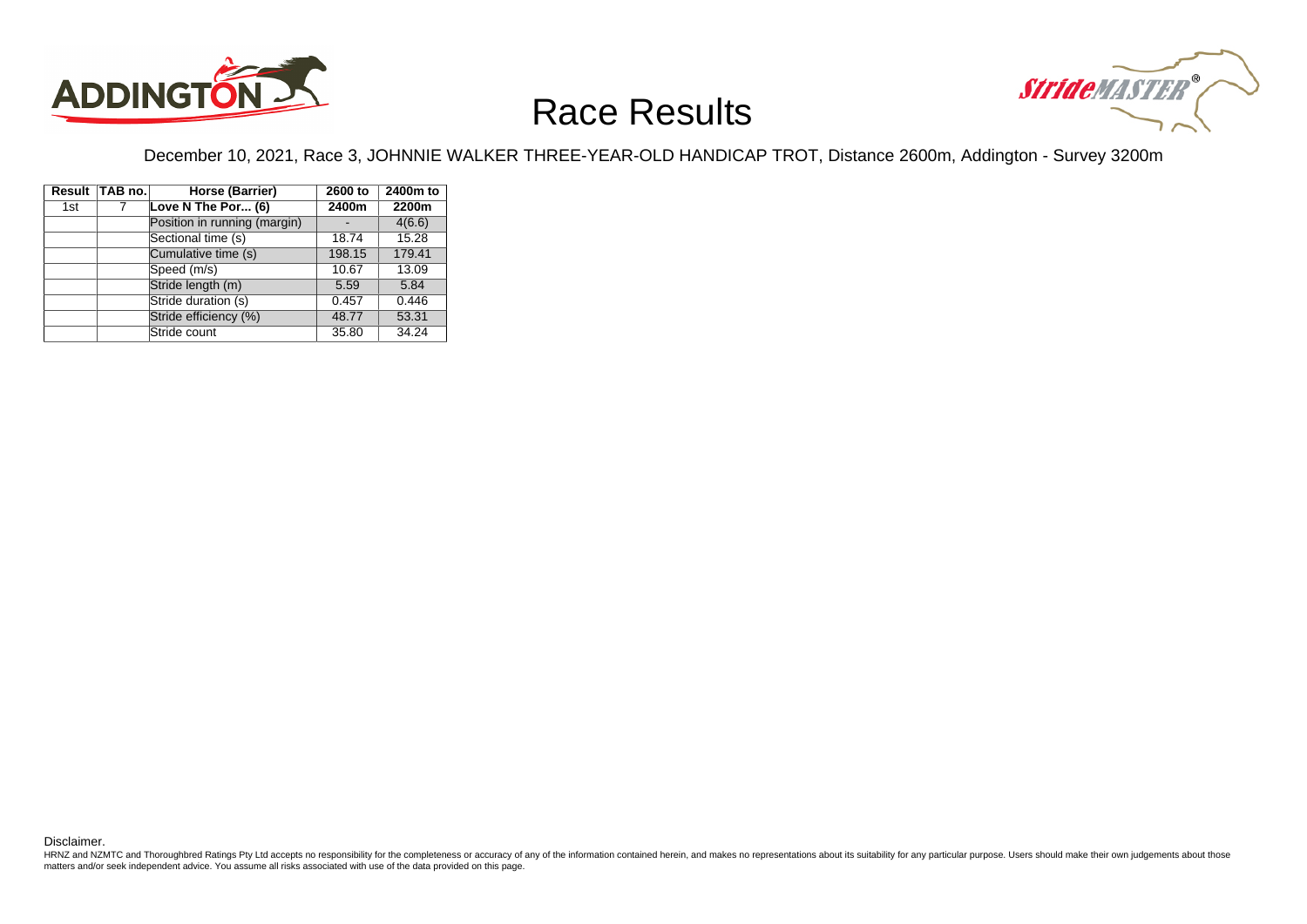# Race Results

December 10, 2021, Race 3, JOHNNIE WALKER THREE-YEAR-OLD HANDICAP TROT, Distance 2600m, Addington - Survey 3200m

| Result | TAB no. | Horse (Barrier) | 2600 to 2400m | 2400m to 2200m |
|---|---|---|---|---|
| 1st | 7 | **Love N The Por... (6)** | | |
| | | Position in running (margin) | - | 4(6.6) |
| | | Sectional time (s) | 18.74 | 15.28 |
| | | Cumulative time (s) | 198.15 | 179.41 |
| | | Speed (m/s) | 10.67 | 13.09 |
| | | Stride length (m) | 5.59 | 5.84 |
| | | Stride duration (s) | 0.457 | 0.446 |
| | | Stride efficiency (%) | 48.77 | 53.31 |
| | | Stride count | 35.80 | 34.24 |

Disclaimer.

HRNZ and NZMTC and Thoroughbred Ratings Pty Ltd accepts no responsibility for the completeness or accuracy of any of the information contained herein, and makes no representations about its suitability for any particular purpose. Users should make their own judgements about those matters and/or seek independent advice. You assume all risks associated with use of the data provided on this page.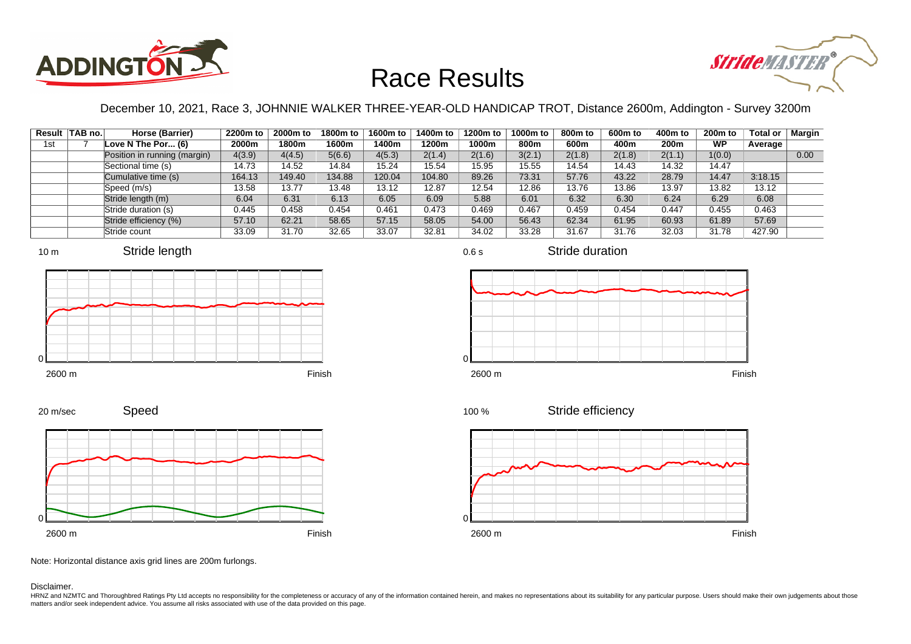# Race Results

December 10, 2021, Race 3, JOHNNIE WALKER THREE-YEAR-OLD HANDICAP TROT, Distance 2600m, Addington - Survey 3200m

| Result | TAB no. | Horse (Barrier) | 2200m to 2000m | 2000m to 1800m | 1800m to 1600m | 1600m to 1400m | 1400m to 1200m | 1200m to 1000m | 1000m to 800m | 800m to 600m | 600m to 400m | 400m to 200m | 200m to WP | Total or Average | Margin |
|---|---|---|---|---|---|---|---|---|---|---|---|---|---|---|---|
| 1st | 7 | Love N The Por... (6) | | | | | | | | | | | | | |
| | | Position in running (margin) | 4(3.9) | 4(4.5) | 5(6.6) | 4(5.3) | 2(1.4) | 2(1.6) | 3(2.1) | 2(1.8) | 2(1.8) | 2(1.1) | 1(0.0) | | 0.00 |
| | | Sectional time (s) | 14.73 | 14.52 | 14.84 | 15.24 | 15.54 | 15.95 | 15.55 | 14.54 | 14.43 | 14.32 | 14.47 | | |
| | | Cumulative time (s) | 164.13 | 149.40 | 134.88 | 120.04 | 104.80 | 89.26 | 73.31 | 57.76 | 43.22 | 28.79 | 14.47 | 3:18.15 | |
| | | Speed (m/s) | 13.58 | 13.77 | 13.48 | 13.12 | 12.87 | 12.54 | 12.86 | 13.76 | 13.86 | 13.97 | 13.82 | 13.12 | |
| | | Stride length (m) | 6.04 | 6.31 | 6.13 | 6.05 | 6.09 | 5.88 | 6.01 | 6.32 | 6.30 | 6.24 | 6.29 | 6.08 | |
| | | Stride duration (s) | 0.445 | 0.458 | 0.454 | 0.461 | 0.473 | 0.469 | 0.467 | 0.459 | 0.454 | 0.447 | 0.455 | 0.463 | |
| | | Stride efficiency (%) | 57.10 | 62.21 | 58.65 | 57.15 | 58.05 | 54.00 | 56.43 | 62.34 | 61.95 | 60.93 | 61.89 | 57.69 | |
| | | Stride count | 33.09 | 31.70 | 32.65 | 33.07 | 32.81 | 34.02 | 33.28 | 31.67 | 31.76 | 32.03 | 31.78 | 427.90 | |

Stride length (10 m; 2600 m to Finish)

Stride duration (0.6 s; 2600 m to Finish)

Speed (20 m/sec; 2600 m to Finish)

Stride efficiency (100 %; 2600 m to Finish)

Note: Horizontal distance axis grid lines are 200m furlongs.

Disclaimer.

HRNZ and NZMTC and Thoroughbred Ratings Pty Ltd accepts no responsibility for the completeness or accuracy of any of the information contained herein, and makes no representations about its suitability for any particular purpose. Users should make their own judgements about those matters and/or seek independent advice. You assume all risks associated with use of the data provided on this page.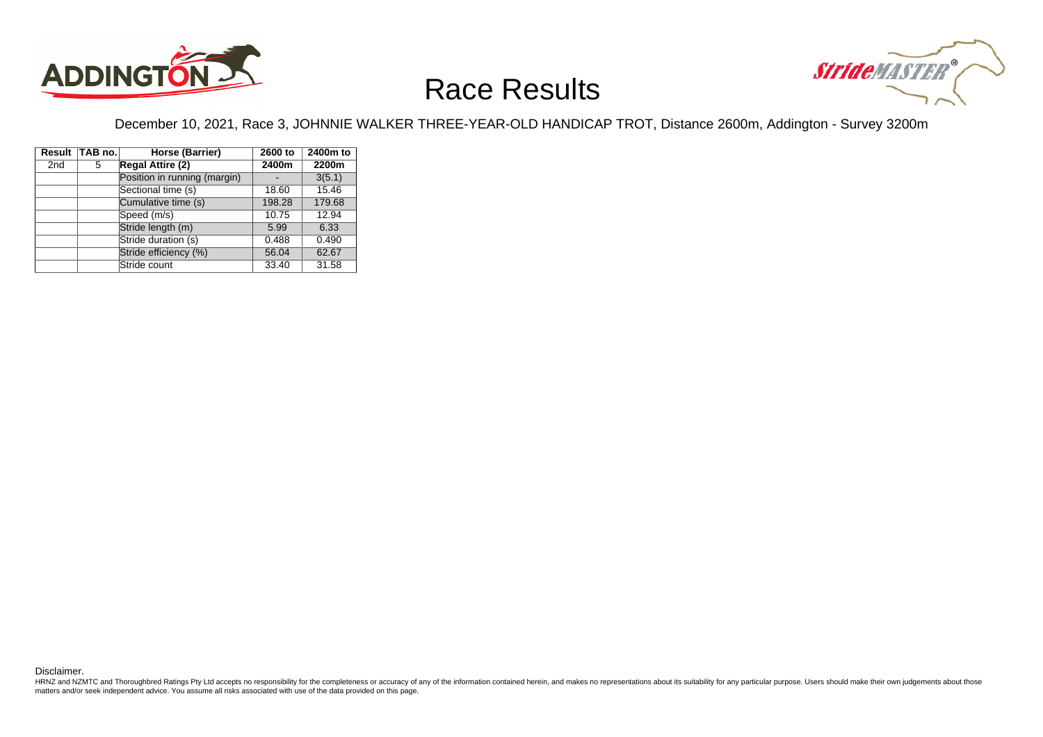# Race Results

December 10, 2021, Race 3, JOHNNIE WALKER THREE-YEAR-OLD HANDICAP TROT, Distance 2600m, Addington - Survey 3200m

| Result | TAB no. | Horse (Barrier) | 2600 to 2400m | 2400m to 2200m |
|---|---|---|---|---|
| 2nd | 5 | **Regal Attire (2)** | | |
| | | Position in running (margin) | - | 3(5.1) |
| | | Sectional time (s) | 18.60 | 15.46 |
| | | Cumulative time (s) | 198.28 | 179.68 |
| | | Speed (m/s) | 10.75 | 12.94 |
| | | Stride length (m) | 5.99 | 6.33 |
| | | Stride duration (s) | 0.488 | 0.490 |
| | | Stride efficiency (%) | 56.04 | 62.67 |
| | | Stride count | 33.40 | 31.58 |

Disclaimer.

HRNZ and NZMTC and Thoroughbred Ratings Pty Ltd accepts no responsibility for the completeness or accuracy of any of the information contained herein, and makes no representations about its suitability for any particular purpose. Users should make their own judgements about those matters and/or seek independent advice. You assume all risks associated with use of the data provided on this page.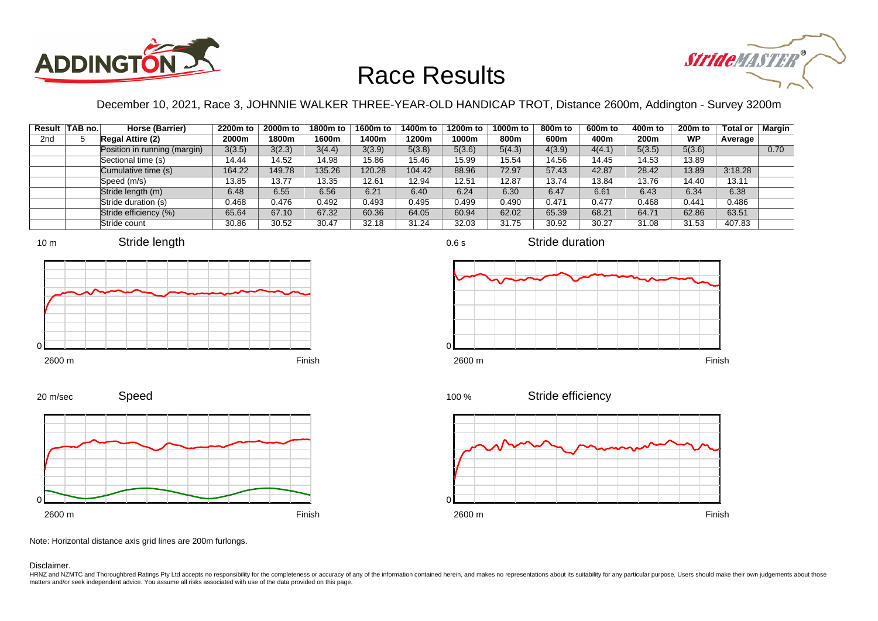# Race Results

December 10, 2021, Race 3, JOHNNIE WALKER THREE-YEAR-OLD HANDICAP TROT, Distance 2600m, Addington - Survey 3200m

| Result | TAB no. | Horse (Barrier) | 2200m to 2000m | 2000m to 1800m | 1800m to 1600m | 1600m to 1400m | 1400m to 1200m | 1200m to 1000m | 1000m to 800m | 800m to 600m | 600m to 400m | 400m to 200m | 200m to WP | Total or Average | Margin |
|---|---|---|---|---|---|---|---|---|---|---|---|---|---|---|---|
| 2nd | 5 | **Regal Attire (2)** | | | | | | | | | | | | | |
| | | Position in running (margin) | 3(3.5) | 3(2.3) | 3(4.4) | 3(3.9) | 5(3.8) | 5(3.6) | 5(4.3) | 4(3.9) | 4(4.1) | 5(3.5) | 5(3.6) | | 0.70 |
| | | Sectional time (s) | 14.44 | 14.52 | 14.98 | 15.86 | 15.46 | 15.99 | 15.54 | 14.56 | 14.45 | 14.53 | 13.89 | | |
| | | Cumulative time (s) | 164.22 | 149.78 | 135.26 | 120.28 | 104.42 | 88.96 | 72.97 | 57.43 | 42.87 | 28.42 | 13.89 | 3:18.28 | |
| | | Speed (m/s) | 13.85 | 13.77 | 13.35 | 12.61 | 12.94 | 12.51 | 12.87 | 13.74 | 13.84 | 13.76 | 14.40 | 13.11 | |
| | | Stride length (m) | 6.48 | 6.55 | 6.56 | 6.21 | 6.40 | 6.24 | 6.30 | 6.47 | 6.61 | 6.43 | 6.34 | 6.38 | |
| | | Stride duration (s) | 0.468 | 0.476 | 0.492 | 0.493 | 0.495 | 0.499 | 0.490 | 0.471 | 0.477 | 0.468 | 0.441 | 0.486 | |
| | | Stride efficiency (%) | 65.64 | 67.10 | 67.32 | 60.36 | 64.05 | 60.94 | 62.02 | 65.39 | 68.21 | 64.71 | 62.86 | 63.51 | |
| | | Stride count | 30.86 | 30.52 | 30.47 | 32.18 | 31.24 | 32.03 | 31.75 | 30.92 | 30.27 | 31.08 | 31.53 | 407.83 | |

Note: Horizontal distance axis grid lines are 200m furlongs.

Disclaimer.

HRNZ and NZMTC and Thoroughbred Ratings Pty Ltd accepts no responsibility for the completeness or accuracy of any of the information contained herein, and makes no representations about its suitability for any particular purpose. Users should make their own judgements about those matters and/or seek independent advice. You assume all risks associated with use of the data provided on this page.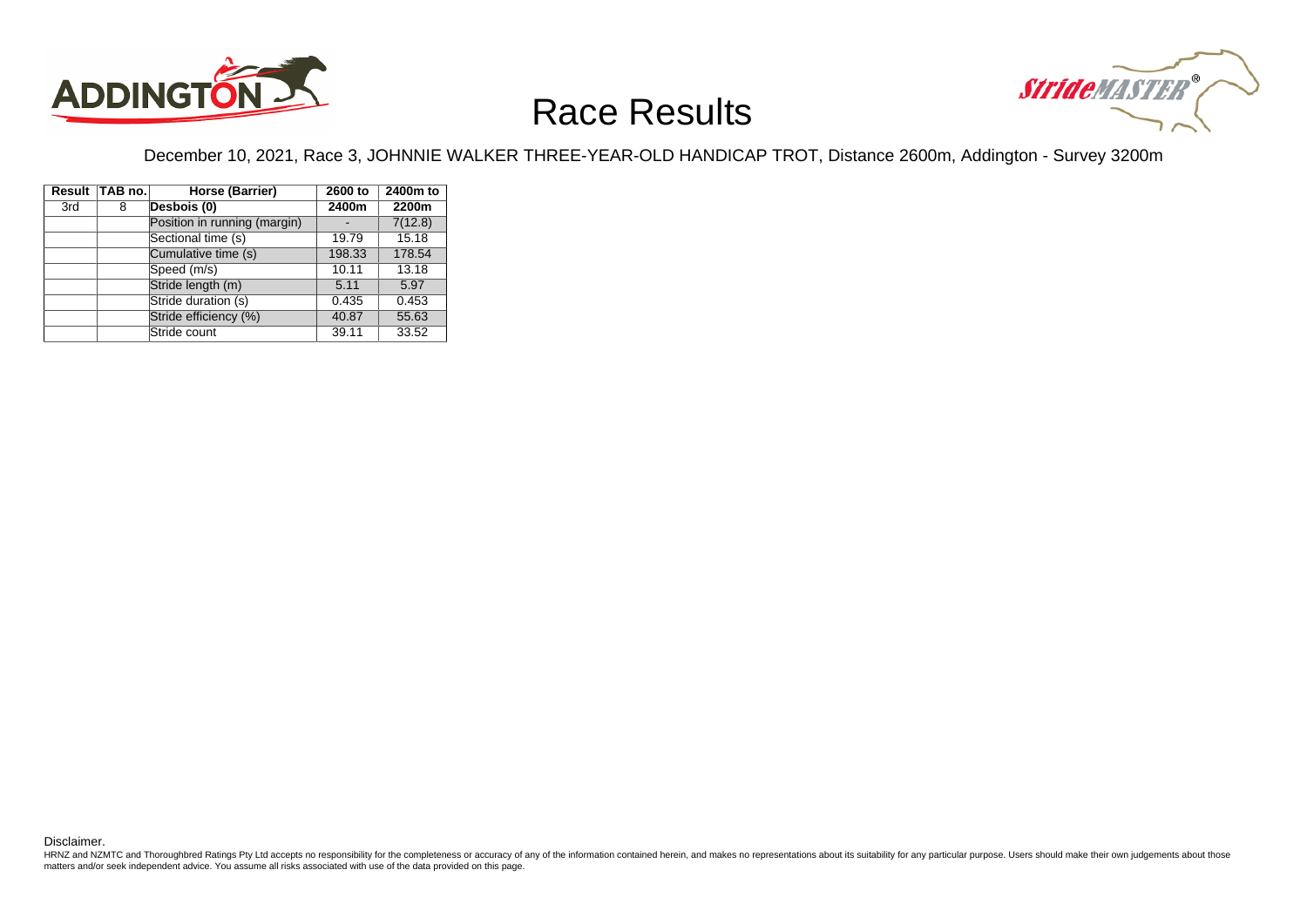# Race Results

December 10, 2021, Race 3, JOHNNIE WALKER THREE-YEAR-OLD HANDICAP TROT, Distance 2600m, Addington - Survey 3200m

| Result | TAB no. | Horse (Barrier) | 2600 to 2400m | 2400m to 2200m |
|---|---|---|---|---|
| 3rd | 8 | **Desbois (0)** | | |
| | | Position in running (margin) | - | 7(12.8) |
| | | Sectional time (s) | 19.79 | 15.18 |
| | | Cumulative time (s) | 198.33 | 178.54 |
| | | Speed (m/s) | 10.11 | 13.18 |
| | | Stride length (m) | 5.11 | 5.97 |
| | | Stride duration (s) | 0.435 | 0.453 |
| | | Stride efficiency (%) | 40.87 | 55.63 |
| | | Stride count | 39.11 | 33.52 |

Disclaimer.

HRNZ and NZMTC and Thoroughbred Ratings Pty Ltd accepts no responsibility for the completeness or accuracy of any of the information contained herein, and makes no representations about its suitability for any particular purpose. Users should make their own judgements about those matters and/or seek independent advice. You assume all risks associated with use of the data provided on this page.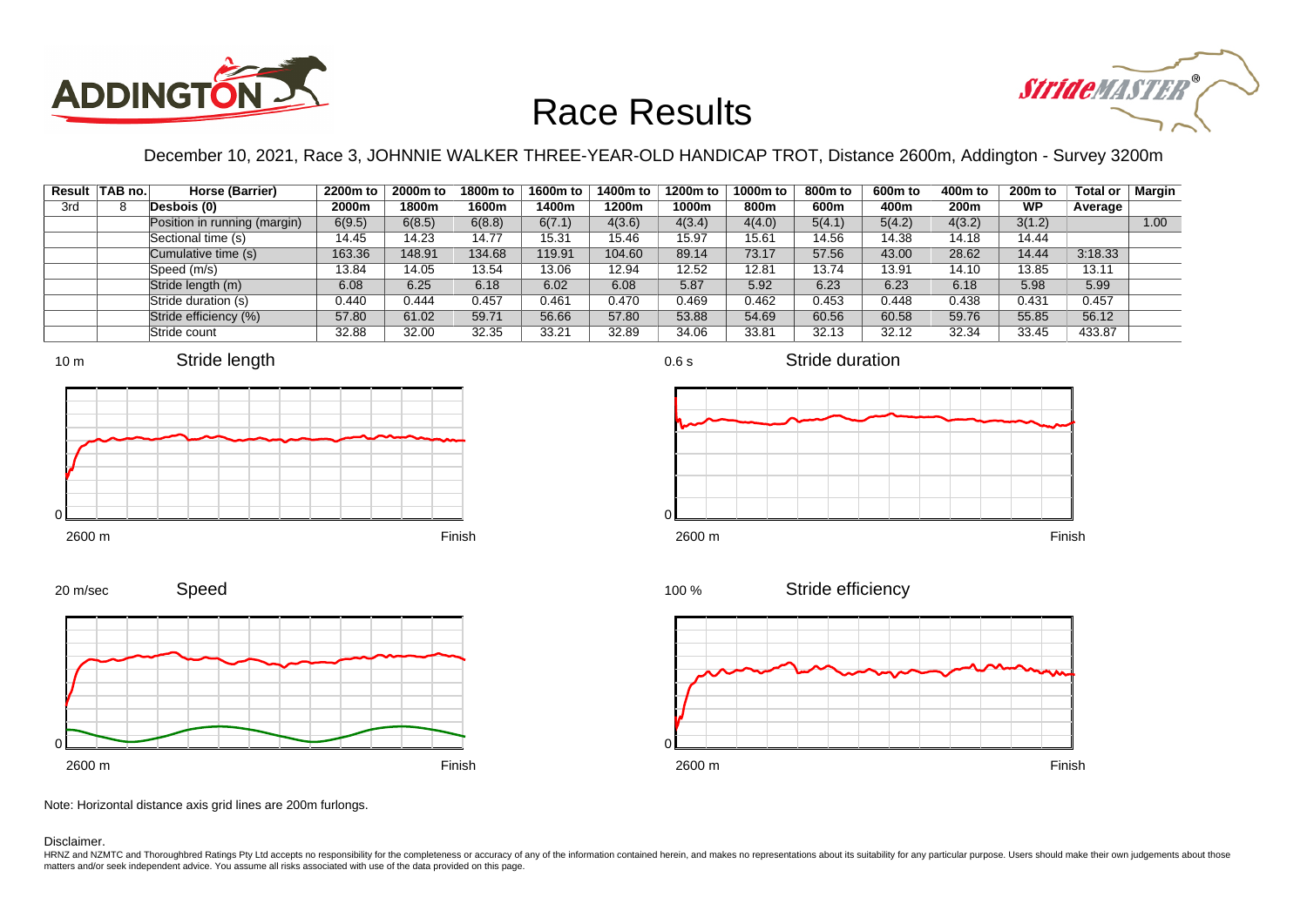# Race Results

December 10, 2021, Race 3, JOHNNIE WALKER THREE-YEAR-OLD HANDICAP TROT, Distance 2600m, Addington - Survey 3200m

| Result | TAB no. | Horse (Barrier) | 2200m to 2000m | 2000m to 1800m | 1800m to 1600m | 1600m to 1400m | 1400m to 1200m | 1200m to 1000m | 1000m to 800m | 800m to 600m | 600m to 400m | 400m to 200m | 200m to WP | Total or Average | Margin |
|---|---|---|---|---|---|---|---|---|---|---|---|---|---|---|---|
| 3rd | 8 | Desbois (0) | | | | | | | | | | | | | |
| | | Position in running (margin) | 6(9.5) | 6(8.5) | 6(8.8) | 6(7.1) | 4(3.6) | 4(3.4) | 4(4.0) | 5(4.1) | 5(4.2) | 4(3.2) | 3(1.2) | | 1.00 |
| | | Sectional time (s) | 14.45 | 14.23 | 14.77 | 15.31 | 15.46 | 15.97 | 15.61 | 14.56 | 14.38 | 14.18 | 14.44 | | |
| | | Cumulative time (s) | 163.36 | 148.91 | 134.68 | 119.91 | 104.60 | 89.14 | 73.17 | 57.56 | 43.00 | 28.62 | 14.44 | 3:18.33 | |
| | | Speed (m/s) | 13.84 | 14.05 | 13.54 | 13.06 | 12.94 | 12.52 | 12.81 | 13.74 | 13.91 | 14.10 | 13.85 | 13.11 | |
| | | Stride length (m) | 6.08 | 6.25 | 6.18 | 6.02 | 6.08 | 5.87 | 5.92 | 6.23 | 6.23 | 6.18 | 5.98 | 5.99 | |
| | | Stride duration (s) | 0.440 | 0.444 | 0.457 | 0.461 | 0.470 | 0.469 | 0.462 | 0.453 | 0.448 | 0.438 | 0.431 | 0.457 | |
| | | Stride efficiency (%) | 57.80 | 61.02 | 59.71 | 56.66 | 57.80 | 53.88 | 54.69 | 60.56 | 60.58 | 59.76 | 55.85 | 56.12 | |
| | | Stride count | 32.88 | 32.00 | 32.35 | 33.21 | 32.89 | 34.06 | 33.81 | 32.13 | 32.12 | 32.34 | 33.45 | 433.87 | |

Stride length (10 m scale, 2600 m to Finish)

Stride duration (0.6 s scale, 2600 m to Finish)

Speed (20 m/sec scale, 2600 m to Finish)

Stride efficiency (100 % scale, 2600 m to Finish)

Note: Horizontal distance axis grid lines are 200m furlongs.

Disclaimer.

HRNZ and NZMTC and Thoroughbred Ratings Pty Ltd accepts no responsibility for the completeness or accuracy of any of the information contained herein, and makes no representations about its suitability for any particular purpose. Users should make their own judgements about those matters and/or seek independent advice. You assume all risks associated with use of the data provided on this page.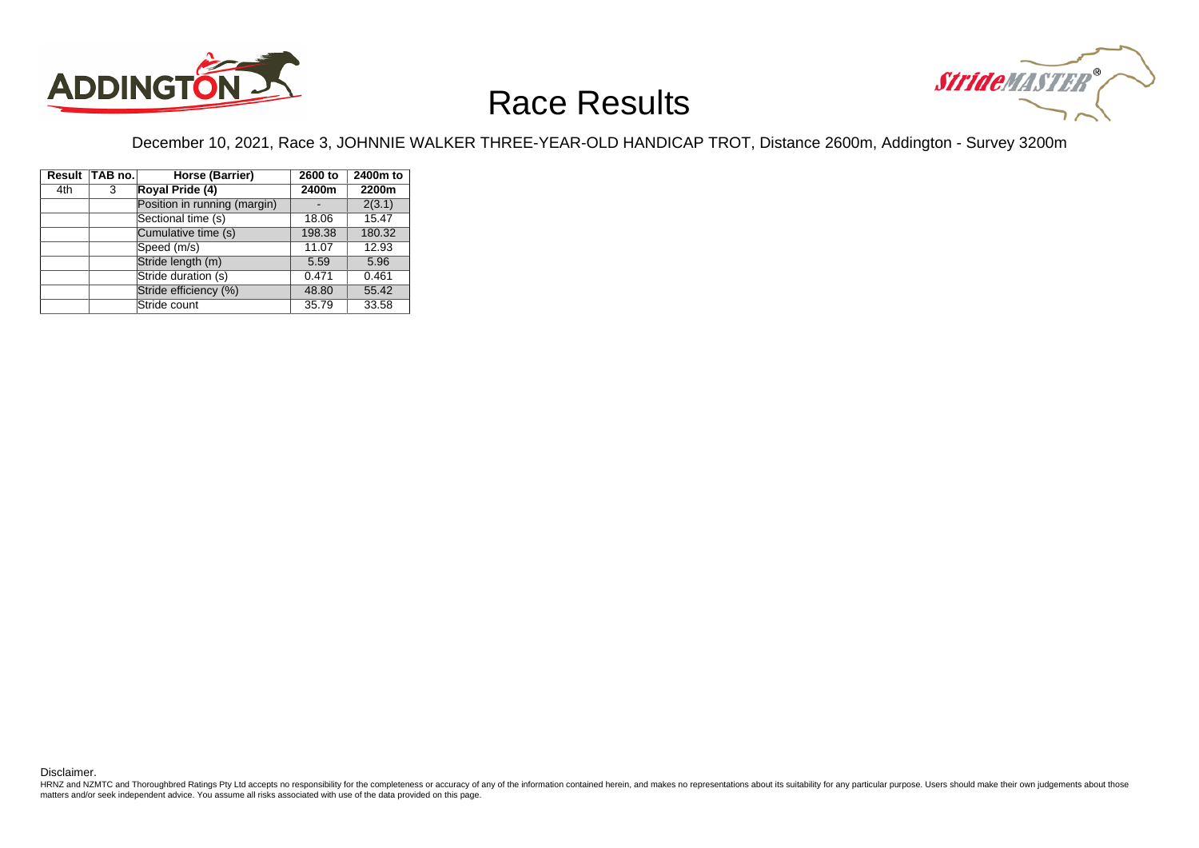# Race Results

December 10, 2021, Race 3, JOHNNIE WALKER THREE-YEAR-OLD HANDICAP TROT, Distance 2600m, Addington - Survey 3200m

| Result | TAB no. | Horse (Barrier) | 2600 to 2400m | 2400m to 2200m |
|---|---|---|---|---|
| 4th | 3 | **Royal Pride (4)** | | |
| | | Position in running (margin) | - | 2(3.1) |
| | | Sectional time (s) | 18.06 | 15.47 |
| | | Cumulative time (s) | 198.38 | 180.32 |
| | | Speed (m/s) | 11.07 | 12.93 |
| | | Stride length (m) | 5.59 | 5.96 |
| | | Stride duration (s) | 0.471 | 0.461 |
| | | Stride efficiency (%) | 48.80 | 55.42 |
| | | Stride count | 35.79 | 33.58 |

Disclaimer.

HRNZ and NZMTC and Thoroughbred Ratings Pty Ltd accepts no responsibility for the completeness or accuracy of any of the information contained herein, and makes no representations about its suitability for any particular purpose. Users should make their own judgements about those matters and/or seek independent advice. You assume all risks associated with use of the data provided on this page.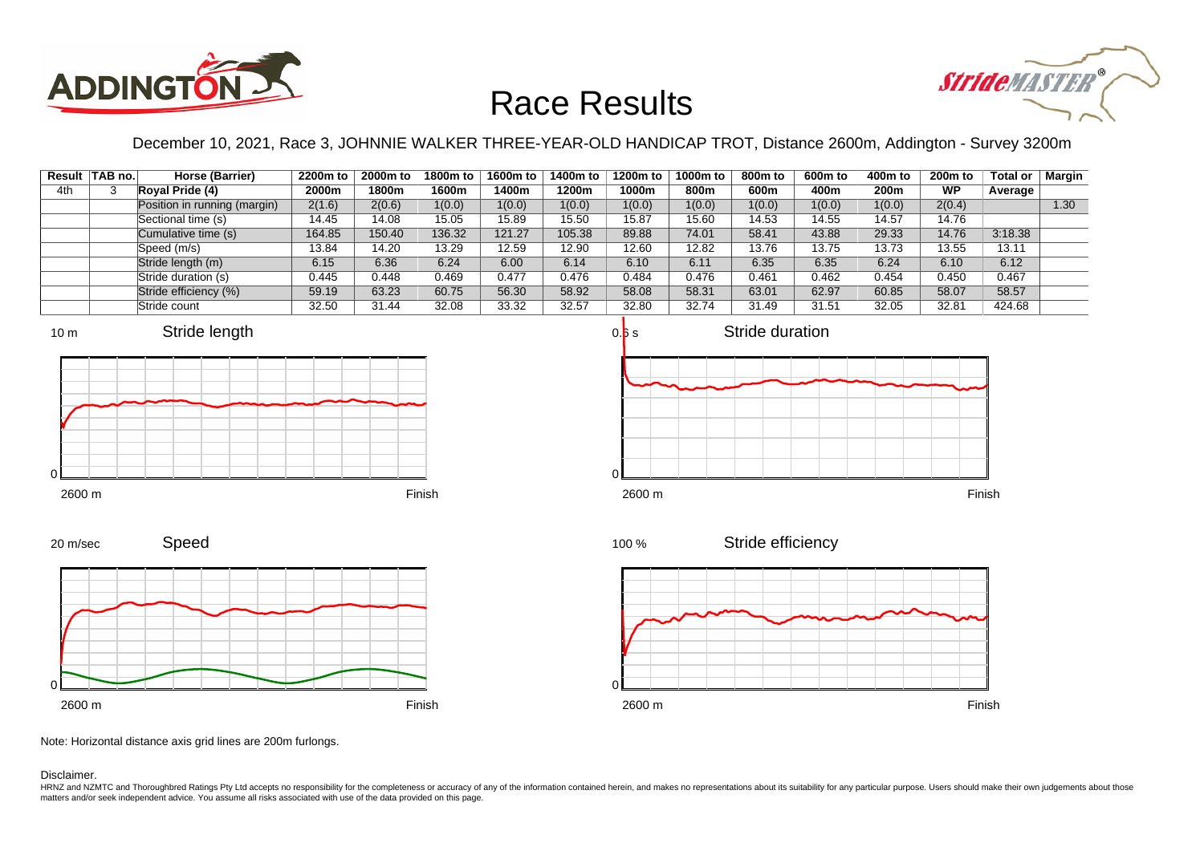# Race Results

December 10, 2021, Race 3, JOHNNIE WALKER THREE-YEAR-OLD HANDICAP TROT, Distance 2600m, Addington - Survey 3200m

| Result | TAB no. | Horse (Barrier) | 2200m to 2000m | 2000m to 1800m | 1800m to 1600m | 1600m to 1400m | 1400m to 1200m | 1200m to 1000m | 1000m to 800m | 800m to 600m | 600m to 400m | 400m to 200m | 200m to WP | Total or Average | Margin |
|---|---|---|---|---|---|---|---|---|---|---|---|---|---|---|---|
| 4th | 3 | **Royal Pride (4)** | | | | | | | | | | | | | |
| | | Position in running (margin) | 2(1.6) | 2(0.6) | 1(0.0) | 1(0.0) | 1(0.0) | 1(0.0) | 1(0.0) | 1(0.0) | 1(0.0) | 1(0.0) | 2(0.4) | | 1.30 |
| | | Sectional time (s) | 14.45 | 14.08 | 15.05 | 15.89 | 15.50 | 15.87 | 15.60 | 14.53 | 14.55 | 14.57 | 14.76 | | |
| | | Cumulative time (s) | 164.85 | 150.40 | 136.32 | 121.27 | 105.38 | 89.88 | 74.01 | 58.41 | 43.88 | 29.33 | 14.76 | 3:18.38 | |
| | | Speed (m/s) | 13.84 | 14.20 | 13.29 | 12.59 | 12.90 | 12.60 | 12.82 | 13.76 | 13.75 | 13.73 | 13.55 | 13.11 | |
| | | Stride length (m) | 6.15 | 6.36 | 6.24 | 6.00 | 6.14 | 6.10 | 6.11 | 6.35 | 6.35 | 6.24 | 6.10 | 6.12 | |
| | | Stride duration (s) | 0.445 | 0.448 | 0.469 | 0.477 | 0.476 | 0.484 | 0.476 | 0.461 | 0.462 | 0.454 | 0.450 | 0.467 | |
| | | Stride efficiency (%) | 59.19 | 63.23 | 60.75 | 56.30 | 58.92 | 58.08 | 58.31 | 63.01 | 62.97 | 60.85 | 58.07 | 58.57 | |
| | | Stride count | 32.50 | 31.44 | 32.08 | 33.32 | 32.57 | 32.80 | 32.74 | 31.49 | 31.51 | 32.05 | 32.81 | 424.68 | |

Stride length (10 m scale; 2600 m to Finish)

Stride duration (0.5 s scale; 2600 m to Finish)

Speed (20 m/sec scale; 2600 m to Finish)

Stride efficiency (100 % scale; 2600 m to Finish)

Note: Horizontal distance axis grid lines are 200m furlongs.

Disclaimer.

HRNZ and NZMTC and Thoroughbred Ratings Pty Ltd accepts no responsibility for the completeness or accuracy of any of the information contained herein, and makes no representations about its suitability for any particular purpose. Users should make their own judgements about those matters and/or seek independent advice. You assume all risks associated with use of the data provided on this page.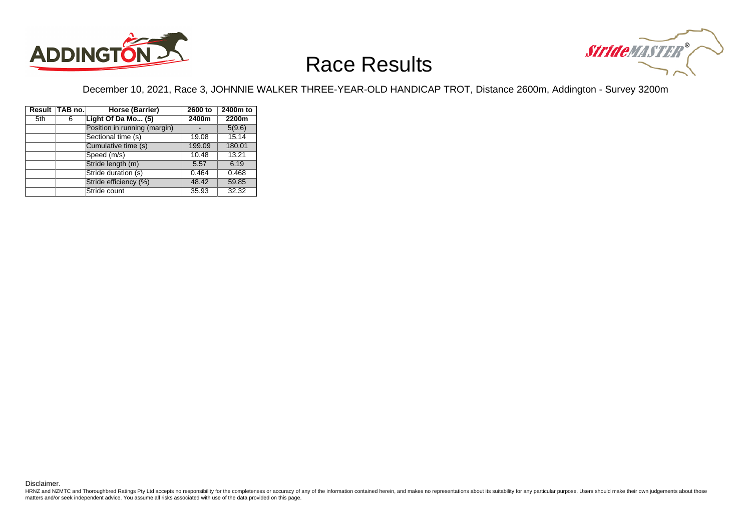# Race Results

December 10, 2021, Race 3, JOHNNIE WALKER THREE-YEAR-OLD HANDICAP TROT, Distance 2600m, Addington - Survey 3200m

| Result | TAB no. | Horse (Barrier) | 2600 to 2400m | 2400m to 2200m |
|---|---|---|---|---|
| 5th | 6 | Light Of Da Mo... (5) | | |
| | | Position in running (margin) | - | 5(9.6) |
| | | Sectional time (s) | 19.08 | 15.14 |
| | | Cumulative time (s) | 199.09 | 180.01 |
| | | Speed (m/s) | 10.48 | 13.21 |
| | | Stride length (m) | 5.57 | 6.19 |
| | | Stride duration (s) | 0.464 | 0.468 |
| | | Stride efficiency (%) | 48.42 | 59.85 |
| | | Stride count | 35.93 | 32.32 |

Disclaimer.

HRNZ and NZMTC and Thoroughbred Ratings Pty Ltd accepts no responsibility for the completeness or accuracy of any of the information contained herein, and makes no representations about its suitability for any particular purpose. Users should make their own judgements about those matters and/or seek independent advice. You assume all risks associated with use of the data provided on this page.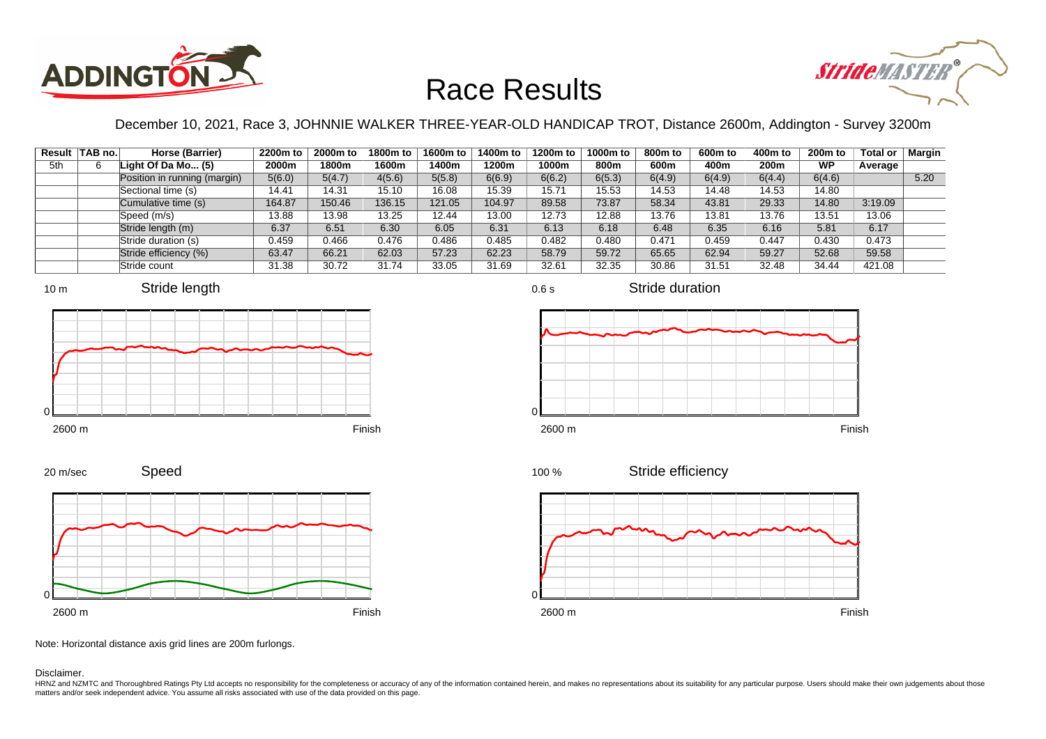# Race Results

December 10, 2021, Race 3, JOHNNIE WALKER THREE-YEAR-OLD HANDICAP TROT, Distance 2600m, Addington - Survey 3200m

| Result | TAB no. | Horse (Barrier) | 2200m to 2000m | 2000m to 1800m | 1800m to 1600m | 1600m to 1400m | 1400m to 1200m | 1200m to 1000m | 1000m to 800m | 800m to 600m | 600m to 400m | 400m to 200m | 200m to WP | Total or Average | Margin |
|---|---|---|---|---|---|---|---|---|---|---|---|---|---|---|---|
| 5th | 6 | Light Of Da Mo... (5) | | | | | | | | | | | | | |
| | | Position in running (margin) | 5(6.0) | 5(4.7) | 4(5.6) | 5(5.8) | 6(6.9) | 6(6.2) | 6(5.3) | 6(4.9) | 6(4.9) | 6(4.4) | 6(4.6) | | 5.20 |
| | | Sectional time (s) | 14.41 | 14.31 | 15.10 | 16.08 | 15.39 | 15.71 | 15.53 | 14.53 | 14.48 | 14.53 | 14.80 | | |
| | | Cumulative time (s) | 164.87 | 150.46 | 136.15 | 121.05 | 104.97 | 89.58 | 73.87 | 58.34 | 43.81 | 29.33 | 14.80 | 3:19.09 | |
| | | Speed (m/s) | 13.88 | 13.98 | 13.25 | 12.44 | 13.00 | 12.73 | 12.88 | 13.76 | 13.81 | 13.76 | 13.51 | 13.06 | |
| | | Stride length (m) | 6.37 | 6.51 | 6.30 | 6.05 | 6.31 | 6.13 | 6.18 | 6.48 | 6.35 | 6.16 | 5.81 | 6.17 | |
| | | Stride duration (s) | 0.459 | 0.466 | 0.476 | 0.486 | 0.485 | 0.482 | 0.480 | 0.471 | 0.459 | 0.447 | 0.430 | 0.473 | |
| | | Stride efficiency (%) | 63.47 | 66.21 | 62.03 | 57.23 | 62.23 | 58.79 | 59.72 | 65.65 | 62.94 | 59.27 | 52.68 | 59.58 | |
| | | Stride count | 31.38 | 30.72 | 31.74 | 33.05 | 31.69 | 32.61 | 32.35 | 30.86 | 31.51 | 32.48 | 34.44 | 421.08 | |

Note: Horizontal distance axis grid lines are 200m furlongs.

Disclaimer.

HRNZ and NZMTC and Thoroughbred Ratings Pty Ltd accepts no responsibility for the completeness or accuracy of any of the information contained herein, and makes no representations about its suitability for any particular purpose. Users should make their own judgements about those matters and/or seek independent advice. You assume all risks associated with use of the data provided on this page.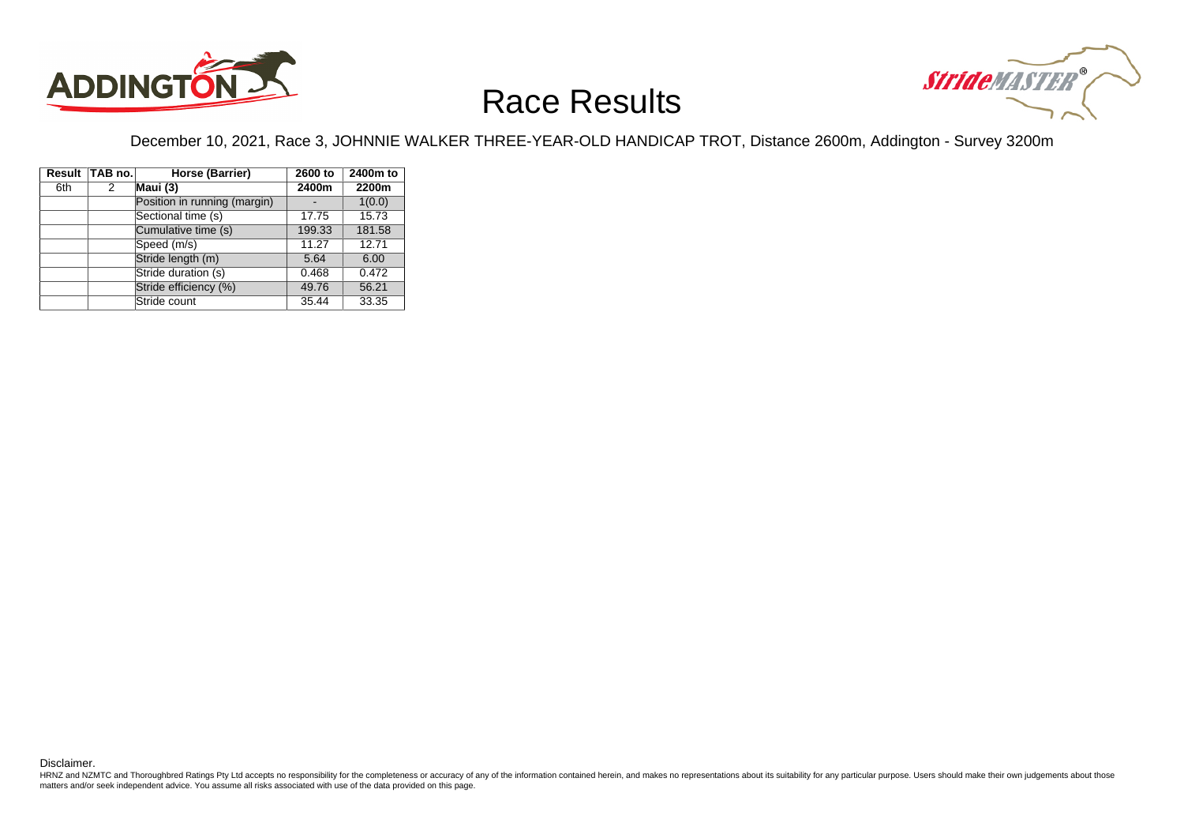# Race Results

December 10, 2021, Race 3, JOHNNIE WALKER THREE-YEAR-OLD HANDICAP TROT, Distance 2600m, Addington - Survey 3200m

| Result | TAB no. | Horse (Barrier) | 2600 to 2400m | 2400m to 2200m |
|---|---|---|---|---|
| 6th | 2 | **Maui (3)** | | |
| | | Position in running (margin) | - | 1(0.0) |
| | | Sectional time (s) | 17.75 | 15.73 |
| | | Cumulative time (s) | 199.33 | 181.58 |
| | | Speed (m/s) | 11.27 | 12.71 |
| | | Stride length (m) | 5.64 | 6.00 |
| | | Stride duration (s) | 0.468 | 0.472 |
| | | Stride efficiency (%) | 49.76 | 56.21 |
| | | Stride count | 35.44 | 33.35 |

Disclaimer.

HRNZ and NZMTC and Thoroughbred Ratings Pty Ltd accepts no responsibility for the completeness or accuracy of any of the information contained herein, and makes no representations about its suitability for any particular purpose. Users should make their own judgements about those matters and/or seek independent advice. You assume all risks associated with use of the data provided on this page.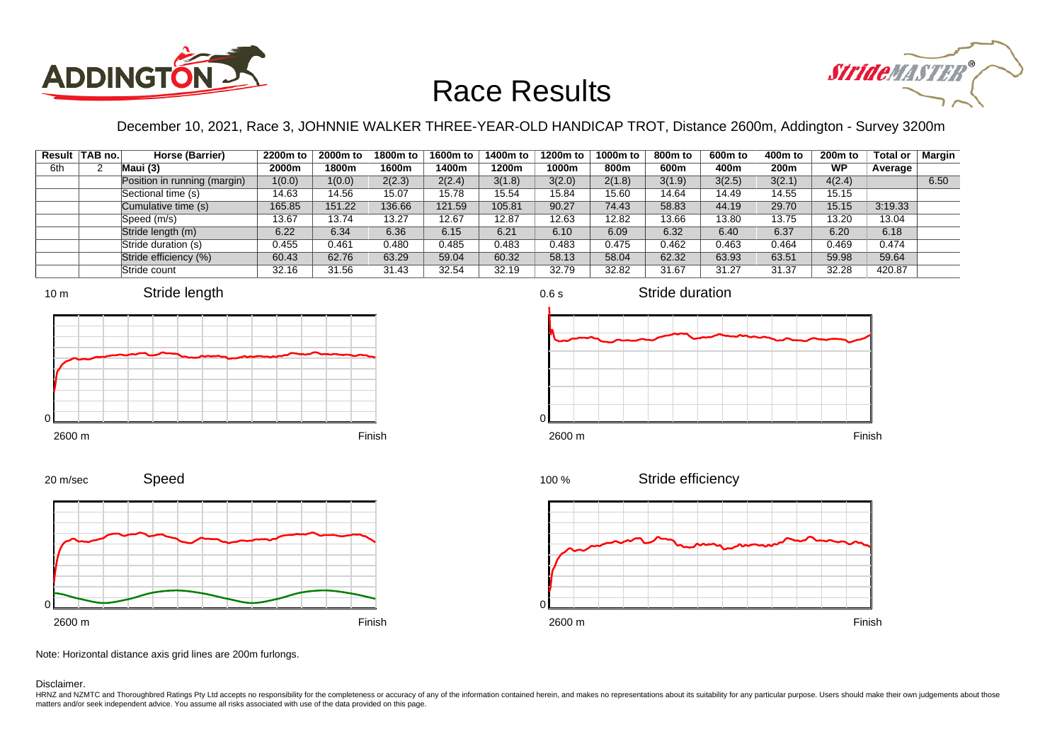# Race Results

December 10, 2021, Race 3, JOHNNIE WALKER THREE-YEAR-OLD HANDICAP TROT, Distance 2600m, Addington - Survey 3200m

| Result | TAB no. | Horse (Barrier) | 2200m to 2000m | 2000m to 1800m | 1800m to 1600m | 1600m to 1400m | 1400m to 1200m | 1200m to 1000m | 1000m to 800m | 800m to 600m | 600m to 400m | 400m to 200m | 200m to WP | Total or Average | Margin |
|---|---|---|---|---|---|---|---|---|---|---|---|---|---|---|---|
| 6th | 2 | Maui (3) | | | | | | | | | | | | | |
| | | Position in running (margin) | 1(0.0) | 1(0.0) | 2(2.3) | 2(2.4) | 3(1.8) | 3(2.0) | 2(1.8) | 3(1.9) | 3(2.5) | 3(2.1) | 4(2.4) | | 6.50 |
| | | Sectional time (s) | 14.63 | 14.56 | 15.07 | 15.78 | 15.54 | 15.84 | 15.60 | 14.64 | 14.49 | 14.55 | 15.15 | | |
| | | Cumulative time (s) | 165.85 | 151.22 | 136.66 | 121.59 | 105.81 | 90.27 | 74.43 | 58.83 | 44.19 | 29.70 | 15.15 | 3:19.33 | |
| | | Speed (m/s) | 13.67 | 13.74 | 13.27 | 12.67 | 12.87 | 12.63 | 12.82 | 13.66 | 13.80 | 13.75 | 13.20 | 13.04 | |
| | | Stride length (m) | 6.22 | 6.34 | 6.36 | 6.15 | 6.21 | 6.10 | 6.09 | 6.32 | 6.40 | 6.37 | 6.20 | 6.18 | |
| | | Stride duration (s) | 0.455 | 0.461 | 0.480 | 0.485 | 0.483 | 0.483 | 0.475 | 0.462 | 0.463 | 0.464 | 0.469 | 0.474 | |
| | | Stride efficiency (%) | 60.43 | 62.76 | 63.29 | 59.04 | 60.32 | 58.13 | 58.04 | 62.32 | 63.93 | 63.51 | 59.98 | 59.64 | |
| | | Stride count | 32.16 | 31.56 | 31.43 | 32.54 | 32.19 | 32.79 | 32.82 | 31.67 | 31.27 | 31.37 | 32.28 | 420.87 | |

Stride length (10 m; 2600 m – Finish)

Stride duration (0.6 s; 2600 m – Finish)

Speed (20 m/sec; 2600 m – Finish)

Stride efficiency (100 %; 2600 m – Finish)

Note: Horizontal distance axis grid lines are 200m furlongs.

Disclaimer.

HRNZ and NZMTC and Thoroughbred Ratings Pty Ltd accepts no responsibility for the completeness or accuracy of any of the information contained herein, and makes no representations about its suitability for any particular purpose. Users should make their own judgements about those matters and/or seek independent advice. You assume all risks associated with use of the data provided on this page.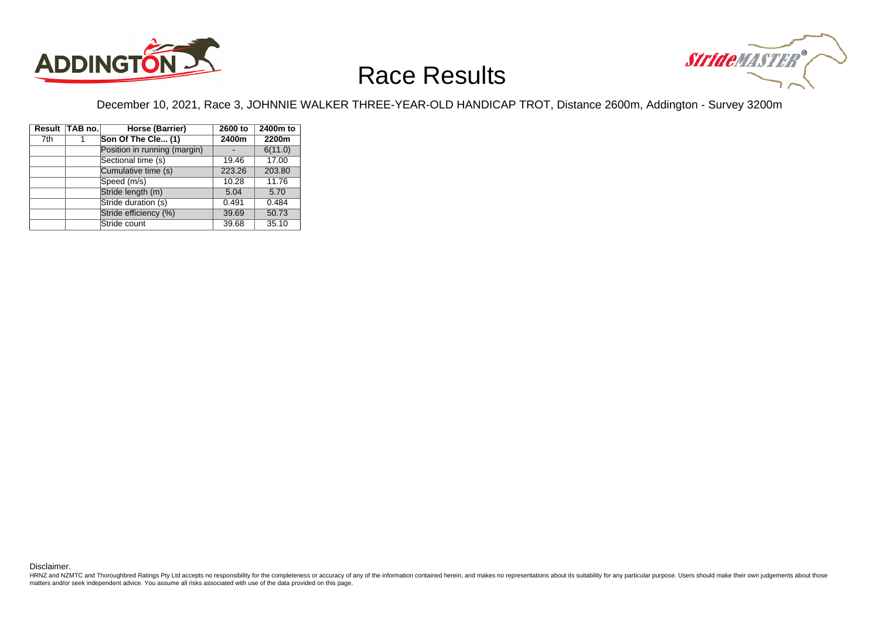# Race Results

December 10, 2021, Race 3, JOHNNIE WALKER THREE-YEAR-OLD HANDICAP TROT, Distance 2600m, Addington - Survey 3200m

| Result | TAB no. | Horse (Barrier) | 2600 to 2400m | 2400m to 2200m |
|---|---|---|---|---|
| 7th | 1 | Son Of The Cle... (1) | | |
| | | Position in running (margin) | - | 6(11.0) |
| | | Sectional time (s) | 19.46 | 17.00 |
| | | Cumulative time (s) | 223.26 | 203.80 |
| | | Speed (m/s) | 10.28 | 11.76 |
| | | Stride length (m) | 5.04 | 5.70 |
| | | Stride duration (s) | 0.491 | 0.484 |
| | | Stride efficiency (%) | 39.69 | 50.73 |
| | | Stride count | 39.68 | 35.10 |

Disclaimer.

HRNZ and NZMTC and Thoroughbred Ratings Pty Ltd accepts no responsibility for the completeness or accuracy of any of the information contained herein, and makes no representations about its suitability for any particular purpose. Users should make their own judgements about those matters and/or seek independent advice. You assume all risks associated with use of the data provided on this page.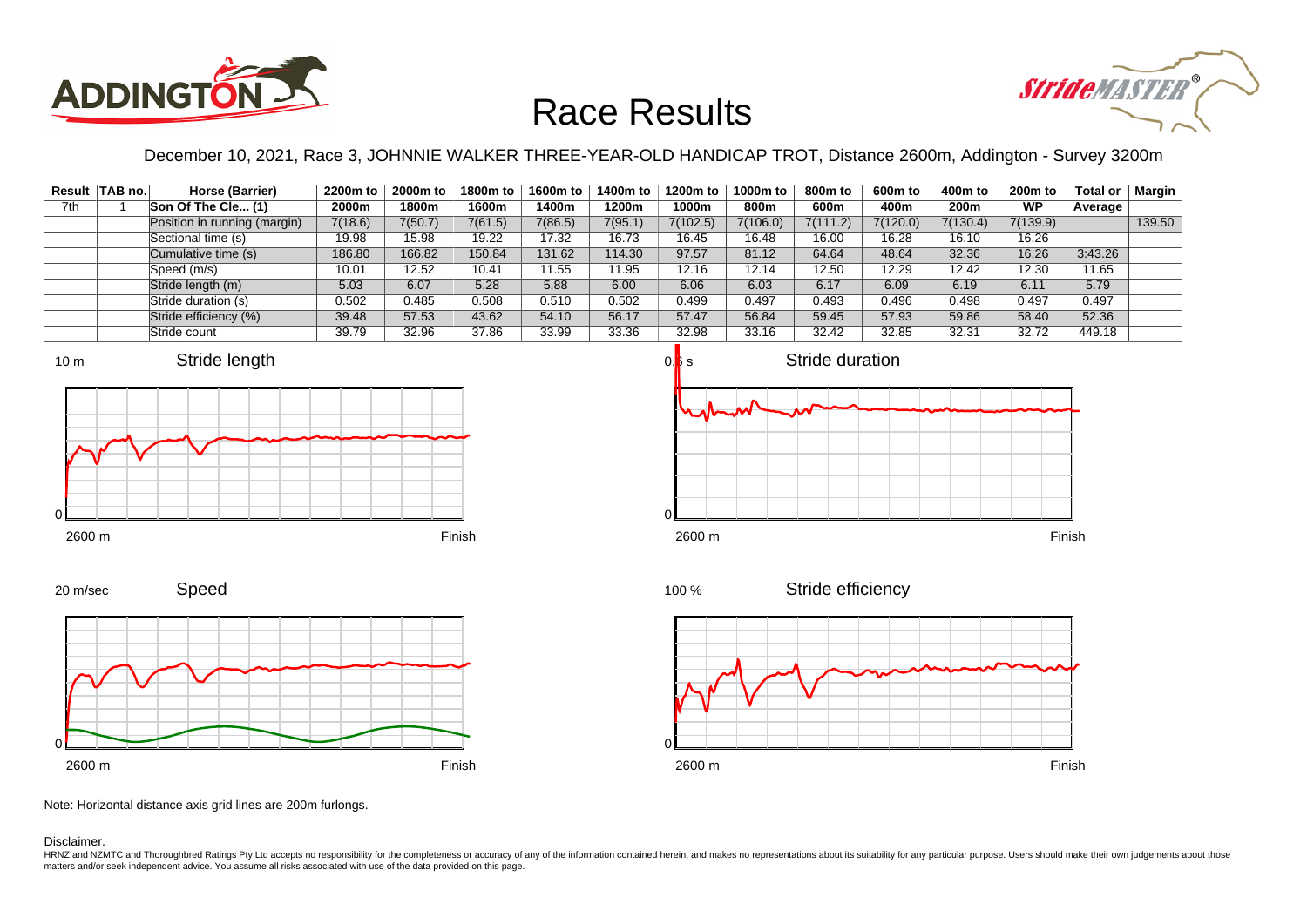# Race Results

December 10, 2021, Race 3, JOHNNIE WALKER THREE-YEAR-OLD HANDICAP TROT, Distance 2600m, Addington - Survey 3200m

| Result | TAB no. | Horse (Barrier) | 2200m to 2000m | 2000m to 1800m | 1800m to 1600m | 1600m to 1400m | 1400m to 1200m | 1200m to 1000m | 1000m to 800m | 800m to 600m | 600m to 400m | 400m to 200m | 200m to WP | Total or Average | Margin |
|---|---|---|---|---|---|---|---|---|---|---|---|---|---|---|---|
| 7th | 1 | Son Of The Cle... (1) | | | | | | | | | | | | | |
| | | Position in running (margin) | 7(18.6) | 7(50.7) | 7(61.5) | 7(86.5) | 7(95.1) | 7(102.5) | 7(106.0) | 7(111.2) | 7(120.0) | 7(130.4) | 7(139.9) | | 139.50 |
| | | Sectional time (s) | 19.98 | 15.98 | 19.22 | 17.32 | 16.73 | 16.45 | 16.48 | 16.00 | 16.28 | 16.10 | 16.26 | | |
| | | Cumulative time (s) | 186.80 | 166.82 | 150.84 | 131.62 | 114.30 | 97.57 | 81.12 | 64.64 | 48.64 | 32.36 | 16.26 | 3:43.26 | |
| | | Speed (m/s) | 10.01 | 12.52 | 10.41 | 11.55 | 11.95 | 12.16 | 12.14 | 12.50 | 12.29 | 12.42 | 12.30 | 11.65 | |
| | | Stride length (m) | 5.03 | 6.07 | 5.28 | 5.88 | 6.00 | 6.06 | 6.03 | 6.17 | 6.09 | 6.19 | 6.11 | 5.79 | |
| | | Stride duration (s) | 0.502 | 0.485 | 0.508 | 0.510 | 0.502 | 0.499 | 0.497 | 0.493 | 0.496 | 0.498 | 0.497 | 0.497 | |
| | | Stride efficiency (%) | 39.48 | 57.53 | 43.62 | 54.10 | 56.17 | 57.47 | 56.84 | 59.45 | 57.93 | 59.86 | 58.40 | 52.36 | |
| | | Stride count | 39.79 | 32.96 | 37.86 | 33.99 | 33.36 | 32.98 | 33.16 | 32.42 | 32.85 | 32.31 | 32.72 | 449.18 | |

Stride length
10 m
0
2600 m
Finish

Stride duration
0.5 s
0
2600 m
Finish

Speed
20 m/sec
0
2600 m
Finish

Stride efficiency
100 %
0
2600 m
Finish

Note: Horizontal distance axis grid lines are 200m furlongs.

Disclaimer.

HRNZ and NZMTC and Thoroughbred Ratings Pty Ltd accepts no responsibility for the completeness or accuracy of any of the information contained herein, and makes no representations about its suitability for any particular purpose. Users should make their own judgements about those matters and/or seek independent advice. You assume all risks associated with use of the data provided on this page.